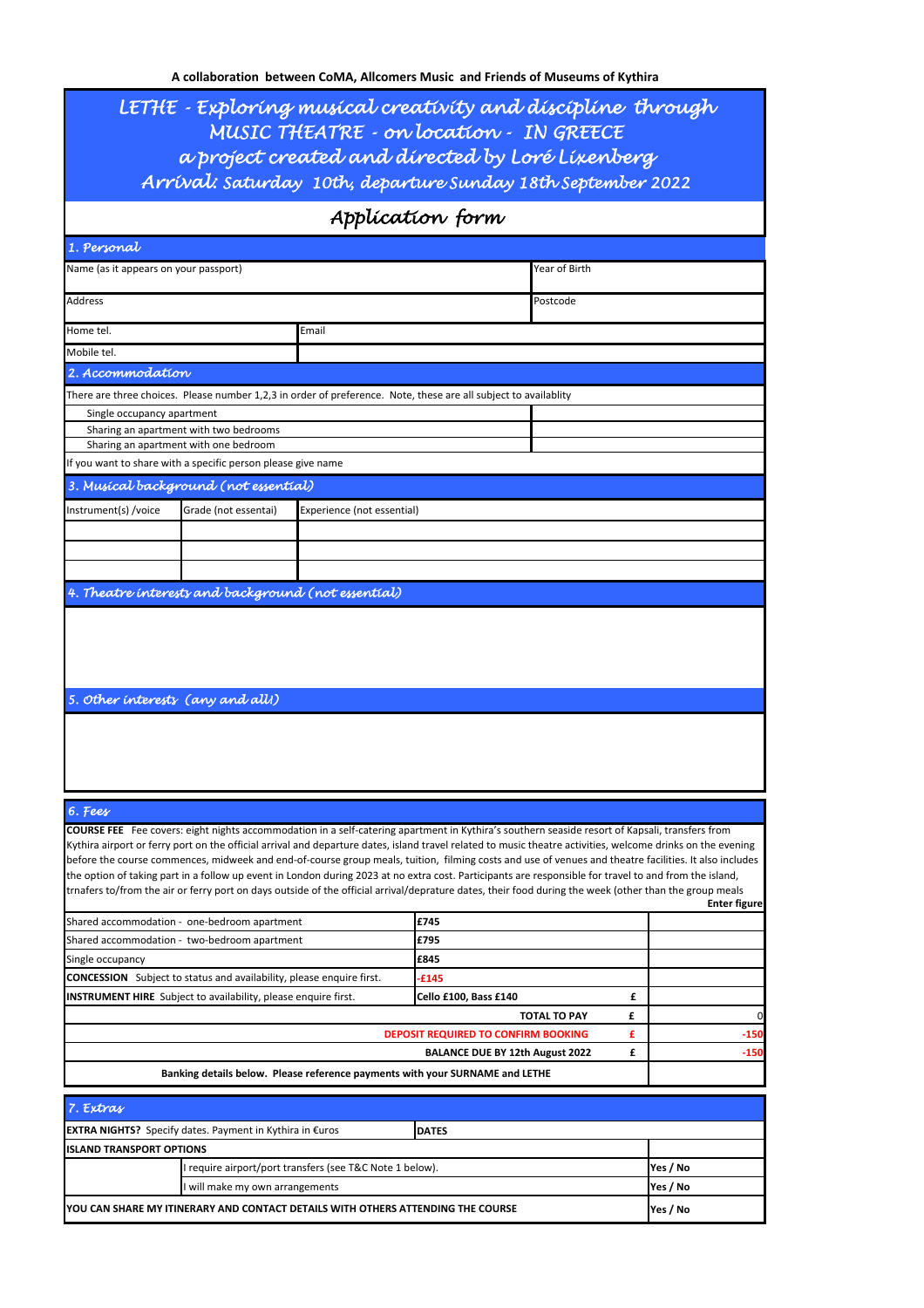A collaboration between CoMA, Allcomers Music and Friends of Museums of Kythira

# LETHE - Exploring musical creativity and discipline through MUSIC THEATRE - on location - IN GREECE

## a project created and directed by Loré Lixenberg

## Arrival: Saturday 10th, departure Sunday 18th September 2022

# Application form

## 1. Personal

| Name (as it appears on your passport) | | Year of Birth |
|---|---|---|
| Address | | Postcode |
| Home tel. | Email | |
| Mobile tel. | | |

## 2. Accommodation

There are three choices. Please number 1,2,3 in order of preference. Note, these are all subject to availablity

| | |
|---|---|
| Single occupancy apartment | |
| Sharing an apartment with two bedrooms | |
| Sharing an apartment with one bedroom | |

If you want to share with a specific person please give name

## 3. Musical background (not essential)

| Instrument(s) /voice | Grade (not essentai) | Experience (not essential) |
|---|---|---|
| | | |
| | | |
| | | |

## 4. Theatre interests and background (not essential)

## 5. Other interests (any and all!)

## 6. Fees

**COURSE FEE** Fee covers: eight nights accommodation in a self-catering apartment in Kythira's southern seaside resort of Kapsali, transfers from Kythira airport or ferry port on the official arrival and departure dates, island travel related to music theatre activities, welcome drinks on the evening before the course commences, midweek and end-of-course group meals, tuition, filming costs and use of venues and theatre facilities. It also includes the option of taking part in a follow up event in London during 2023 at no extra cost. Participants are responsible for travel to and from the island, trnafers to/from the air or ferry port on days outside of the official arrival/deprature dates, their food during the week (other than the group meals

| | | | **Enter figure** |
|---|---|---|---|
| Shared accommodation - one-bedroom apartment | **£745** | | |
| Shared accommodation - two-bedroom apartment | **£795** | | |
| Single occupancy | **£845** | | |
| **CONCESSION** Subject to status and availability, please enquire first. | **-£145** | | |
| **INSTRUMENT HIRE** Subject to availability, please enquire first. | **Cello £100, Bass £140** | **£** | |
| | **TOTAL TO PAY** | **£** | 0 |
| | **DEPOSIT REQUIRED TO CONFIRM BOOKING** | **£** | **-150** |
| | **BALANCE DUE BY 12th August 2022** | **£** | **-150** |
| **Banking details below. Please reference payments with your SURNAME and LETHE** | | | |

## 7. Extras

| | | |
|---|---|---|
| **EXTRA NIGHTS?** Specify dates. Payment in Kythira in €uros | **DATES** | |
| **ISLAND TRANSPORT OPTIONS** | | |
| | I require airport/port transfers (see T&C Note 1 below). | **Yes / No** |
| | I will make my own arrangements | **Yes / No** |
| **YOU CAN SHARE MY ITINERARY AND CONTACT DETAILS WITH OTHERS ATTENDING THE COURSE** | | **Yes / No** |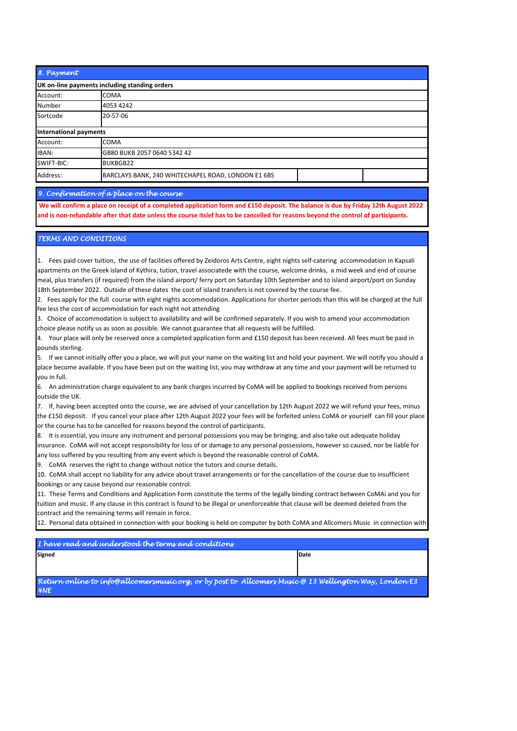## 8. Payment

| | | | |
|---|---|---|---|
| **UK on-line payments including standing orders** | | | |
| Account: | COMA | | |
| Number | 4053 4242 | | |
| Sortcode | 20-57-06 | | |
| **International payments** | | | |
| Account: | COMA | | |
| IBAN: | GB80 BUKB 2057 0640 5342 42 | | |
| SWIFT-BIC: | BUKBGB22 | | |
| Address: | BARCLAYS BANK, 240 WHITECHAPEL ROAD, LONDON E1 6BS | | |

## 9. Confirmation of a place on the course

**We will confirm a place on receipt of a completed application form and £150 deposit. The balance is due by Friday 12th August 2022 and is non-refundable after that date unless the course itslef has to be cancelled for reasons beyond the control of participants.**

## TERMS AND CONDITIONS

1. Fees paid cover tuition, the use of facilities offered by Zeidoros Arts Centre, eight nights self-catering accommodation in Kapsali apartments on the Greek island of Kythira, tution, travel associatede with the course, welcome drinks, a mid week and end of course meal, plus transfers (if required) from the island airport/ ferry port on Saturday 10th September and to island airport/port on Sunday 18th September 2022. Outside of these dates the cost of island transfers is not covered by the course fee.
2. Fees apply for the full course with eight nights accommodation. Applications for shorter periods than this will be charged at the full fee less the cost of accommodation for each night not attending
3. Choice of accommodation is subject to availability and will be confirmed separately. If you wish to amend your accommodation choice please notify us as soon as possible. We cannot guarantee that all requests will be fulfilled.
4. Your place will only be reserved once a completed application form and £150 deposit has been received. All fees must be paid in pounds sterling.
5. If we cannot initially offer you a place, we will put your name on the waiting list and hold your payment. We will notify you should a place become available. If you have been put on the waiting list, you may withdraw at any time and your payment will be returned to you in full.
6. An administration charge equivalent to any bank charges incurred by CoMA will be applied to bookings received from persons outside the UK.
7. If, having been accepted onto the course, we are advised of your cancellation by 12th August 2022 we will refund your fees, minus the £150 deposit. If you cancel your place after 12th August 2022 your fees will be forfeited unless CoMA or yourself can fill your place or the course has to be cancelled for reasons beyond the control of participants.
8. It is essential, you insure any instrument and personal possessions you may be bringing, and also take out adequate holiday insurance. CoMA will not accept responsibility for loss of or damage to any personal possessions, however so caused, nor be liable for any loss suffered by you resulting from any event which is beyond the reasonable control of CoMA.
9. CoMA reserves the right to change without notice the tutors and course details.
10. CoMA shall accept no liability for any advice about travel arrangements or for the cancellation of the course due to insufficient bookings or any cause beyond our reasonable control.
11. These Terms and Conditions and Application Form constitute the terms of the legally binding contract between CoMAi and you for tuition and music. If any clause in this contract is found to be illegal or unenforceable that clause will be deemed deleted from the contract and the remaining terms will remain in force.
12. Personal data obtained in connection with your booking is held on computer by both CoMA and Allcomers Music in connection with

## I have read and understood the terms and conditions

| | |
|---|---|
| **Signed** | **Date** |

*Return online to info@allcomersmusic.org, or by post to Allcomers Music @ 13 Wellington Way, London E3 4NE*